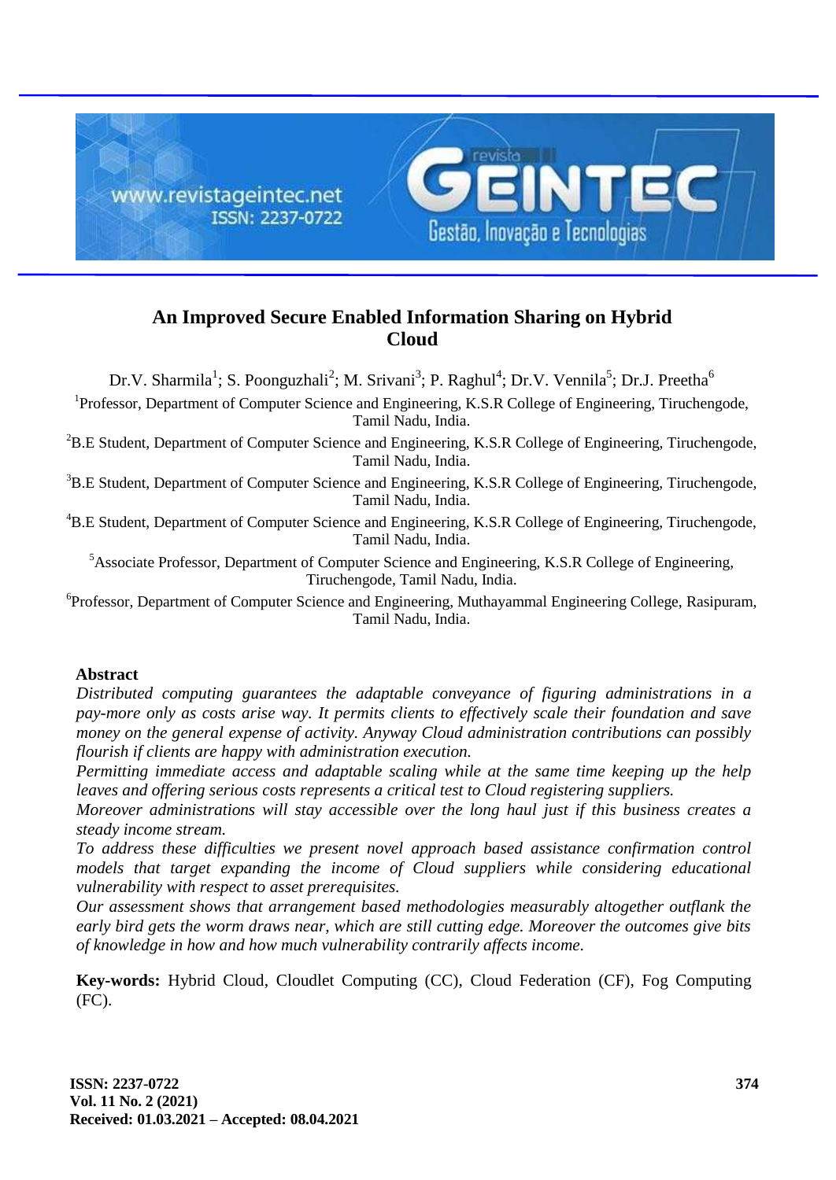# An Improved Secure Enabled Information Sharing on Hybrid Cloud

Dr.V. Sharmila[1]; S. Poonguzhali[2]; M. Srivani[3]; P. Raghul[4]; Dr.V. Vennila[5]; Dr.J. Preetha[6]

[1]Professor, Department of Computer Science and Engineering, K.S.R College of Engineering, Tiruchengode, Tamil Nadu, India.

[2]B.E Student, Department of Computer Science and Engineering, K.S.R College of Engineering, Tiruchengode, Tamil Nadu, India.

[3]B.E Student, Department of Computer Science and Engineering, K.S.R College of Engineering, Tiruchengode, Tamil Nadu, India.

[4]B.E Student, Department of Computer Science and Engineering, K.S.R College of Engineering, Tiruchengode, Tamil Nadu, India.

[5]Associate Professor, Department of Computer Science and Engineering, K.S.R College of Engineering, Tiruchengode, Tamil Nadu, India.

[6]Professor, Department of Computer Science and Engineering, Muthayammal Engineering College, Rasipuram, Tamil Nadu, India.

## Abstract

*Distributed computing guarantees the adaptable conveyance of figuring administrations in a pay-more only as costs arise way. It permits clients to effectively scale their foundation and save money on the general expense of activity. Anyway Cloud administration contributions can possibly flourish if clients are happy with administration execution.*

*Permitting immediate access and adaptable scaling while at the same time keeping up the help leaves and offering serious costs represents a critical test to Cloud registering suppliers.*

*Moreover administrations will stay accessible over the long haul just if this business creates a steady income stream.*

*To address these difficulties we present novel approach based assistance confirmation control models that target expanding the income of Cloud suppliers while considering educational vulnerability with respect to asset prerequisites.*

*Our assessment shows that arrangement based methodologies measurably altogether outflank the early bird gets the worm draws near, which are still cutting edge. Moreover the outcomes give bits of knowledge in how and how much vulnerability contrarily affects income.*

**Key-words:** Hybrid Cloud, Cloudlet Computing (CC), Cloud Federation (CF), Fog Computing (FC).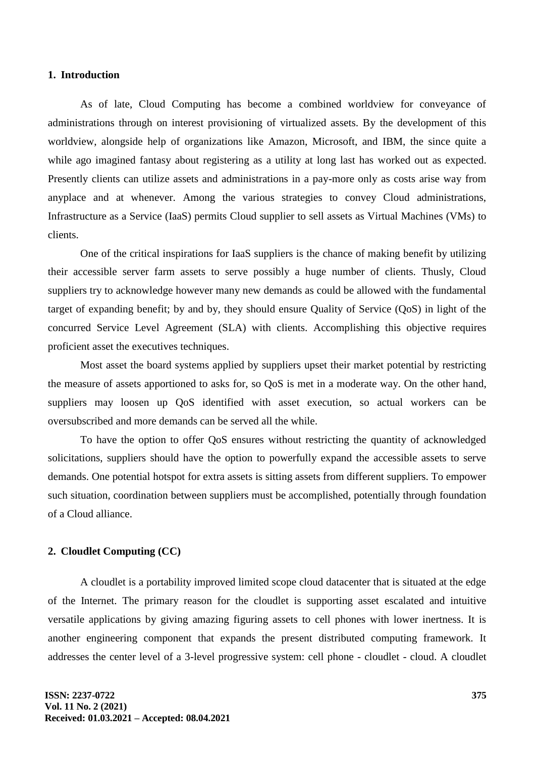## 1. Introduction

As of late, Cloud Computing has become a combined worldview for conveyance of administrations through on interest provisioning of virtualized assets. By the development of this worldview, alongside help of organizations like Amazon, Microsoft, and IBM, the since quite a while ago imagined fantasy about registering as a utility at long last has worked out as expected. Presently clients can utilize assets and administrations in a pay-more only as costs arise way from anyplace and at whenever. Among the various strategies to convey Cloud administrations, Infrastructure as a Service (IaaS) permits Cloud supplier to sell assets as Virtual Machines (VMs) to clients.

One of the critical inspirations for IaaS suppliers is the chance of making benefit by utilizing their accessible server farm assets to serve possibly a huge number of clients. Thusly, Cloud suppliers try to acknowledge however many new demands as could be allowed with the fundamental target of expanding benefit; by and by, they should ensure Quality of Service (QoS) in light of the concurred Service Level Agreement (SLA) with clients. Accomplishing this objective requires proficient asset the executives techniques.

Most asset the board systems applied by suppliers upset their market potential by restricting the measure of assets apportioned to asks for, so QoS is met in a moderate way. On the other hand, suppliers may loosen up QoS identified with asset execution, so actual workers can be oversubscribed and more demands can be served all the while.

To have the option to offer QoS ensures without restricting the quantity of acknowledged solicitations, suppliers should have the option to powerfully expand the accessible assets to serve demands. One potential hotspot for extra assets is sitting assets from different suppliers. To empower such situation, coordination between suppliers must be accomplished, potentially through foundation of a Cloud alliance.

## 2. Cloudlet Computing (CC)

A cloudlet is a portability improved limited scope cloud datacenter that is situated at the edge of the Internet. The primary reason for the cloudlet is supporting asset escalated and intuitive versatile applications by giving amazing figuring assets to cell phones with lower inertness. It is another engineering component that expands the present distributed computing framework. It addresses the center level of a 3-level progressive system: cell phone - cloudlet - cloud. A cloudlet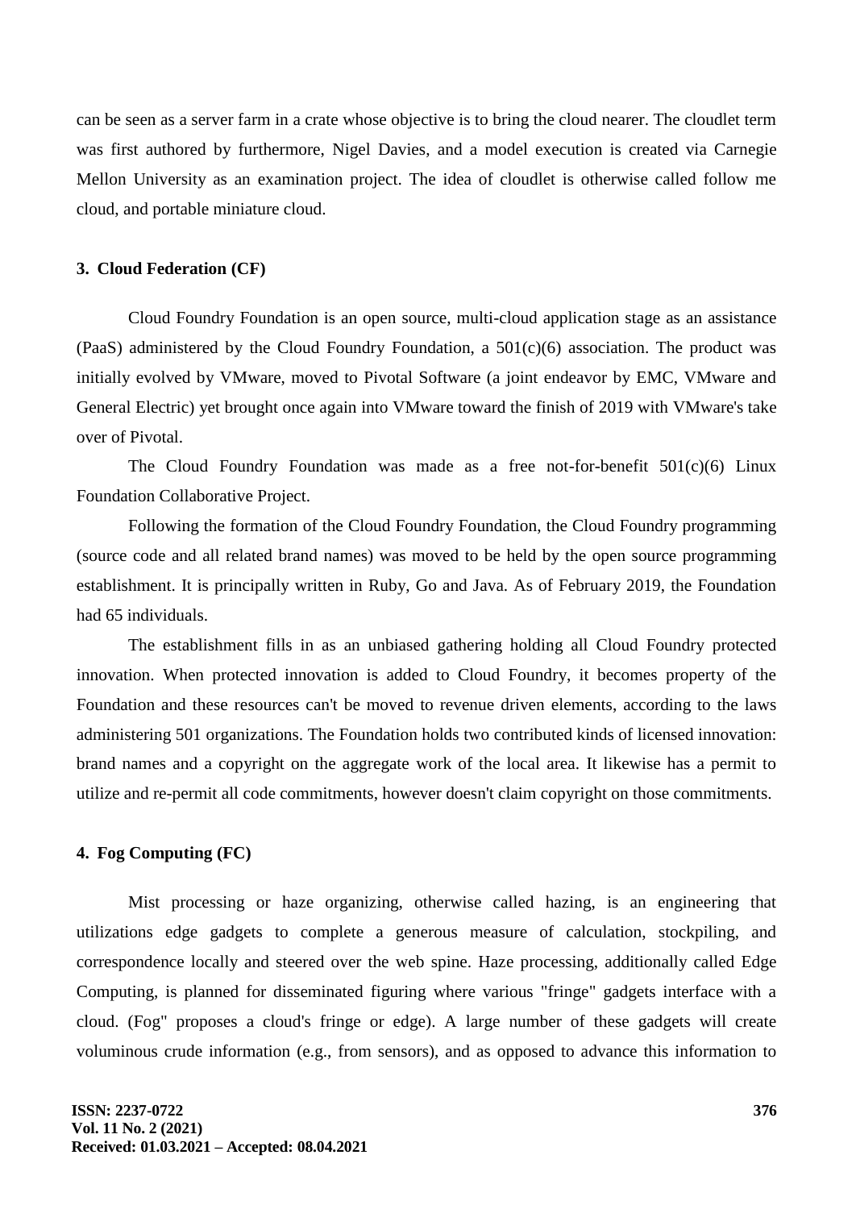can be seen as a server farm in a crate whose objective is to bring the cloud nearer. The cloudlet term was first authored by furthermore, Nigel Davies, and a model execution is created via Carnegie Mellon University as an examination project. The idea of cloudlet is otherwise called follow me cloud, and portable miniature cloud.

### 3. Cloud Federation (CF)

Cloud Foundry Foundation is an open source, multi-cloud application stage as an assistance (PaaS) administered by the Cloud Foundry Foundation, a 501(c)(6) association. The product was initially evolved by VMware, moved to Pivotal Software (a joint endeavor by EMC, VMware and General Electric) yet brought once again into VMware toward the finish of 2019 with VMware's take over of Pivotal.

The Cloud Foundry Foundation was made as a free not-for-benefit 501(c)(6) Linux Foundation Collaborative Project.

Following the formation of the Cloud Foundry Foundation, the Cloud Foundry programming (source code and all related brand names) was moved to be held by the open source programming establishment. It is principally written in Ruby, Go and Java. As of February 2019, the Foundation had 65 individuals.

The establishment fills in as an unbiased gathering holding all Cloud Foundry protected innovation. When protected innovation is added to Cloud Foundry, it becomes property of the Foundation and these resources can't be moved to revenue driven elements, according to the laws administering 501 organizations. The Foundation holds two contributed kinds of licensed innovation: brand names and a copyright on the aggregate work of the local area. It likewise has a permit to utilize and re-permit all code commitments, however doesn't claim copyright on those commitments.

### 4. Fog Computing (FC)

Mist processing or haze organizing, otherwise called hazing, is an engineering that utilizations edge gadgets to complete a generous measure of calculation, stockpiling, and correspondence locally and steered over the web spine. Haze processing, additionally called Edge Computing, is planned for disseminated figuring where various "fringe" gadgets interface with a cloud. (Fog" proposes a cloud's fringe or edge). A large number of these gadgets will create voluminous crude information (e.g., from sensors), and as opposed to advance this information to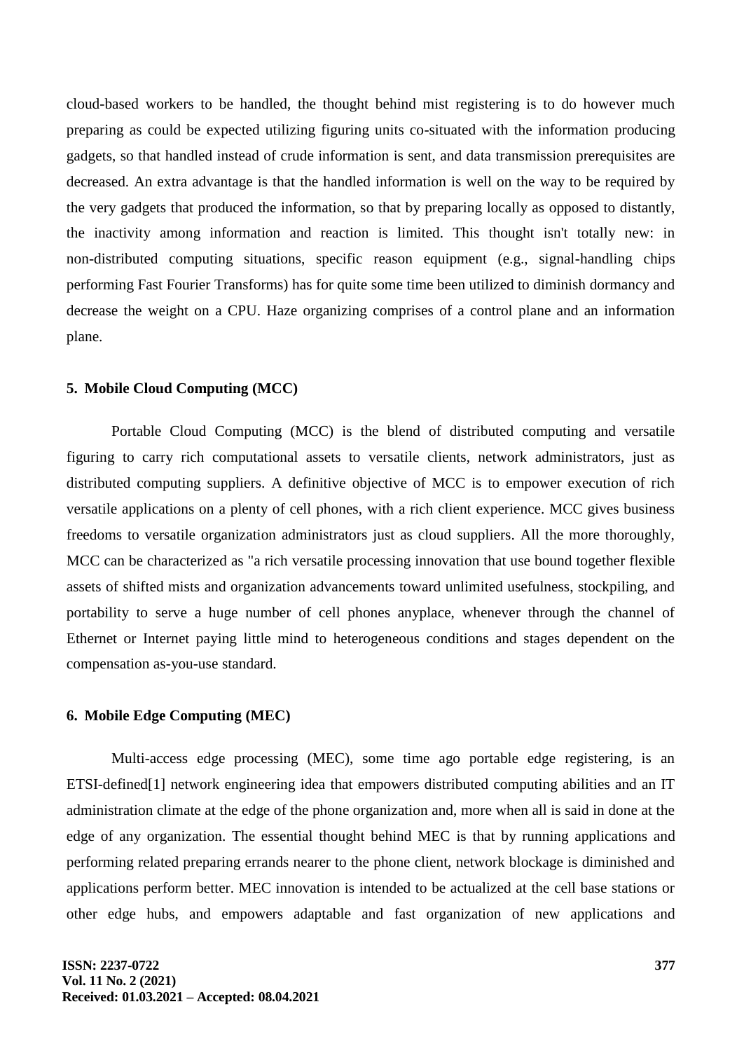cloud-based workers to be handled, the thought behind mist registering is to do however much preparing as could be expected utilizing figuring units co-situated with the information producing gadgets, so that handled instead of crude information is sent, and data transmission prerequisites are decreased. An extra advantage is that the handled information is well on the way to be required by the very gadgets that produced the information, so that by preparing locally as opposed to distantly, the inactivity among information and reaction is limited. This thought isn't totally new: in non-distributed computing situations, specific reason equipment (e.g., signal-handling chips performing Fast Fourier Transforms) has for quite some time been utilized to diminish dormancy and decrease the weight on a CPU. Haze organizing comprises of a control plane and an information plane.

### 5. Mobile Cloud Computing (MCC)

Portable Cloud Computing (MCC) is the blend of distributed computing and versatile figuring to carry rich computational assets to versatile clients, network administrators, just as distributed computing suppliers. A definitive objective of MCC is to empower execution of rich versatile applications on a plenty of cell phones, with a rich client experience. MCC gives business freedoms to versatile organization administrators just as cloud suppliers. All the more thoroughly, MCC can be characterized as "a rich versatile processing innovation that use bound together flexible assets of shifted mists and organization advancements toward unlimited usefulness, stockpiling, and portability to serve a huge number of cell phones anyplace, whenever through the channel of Ethernet or Internet paying little mind to heterogeneous conditions and stages dependent on the compensation as-you-use standard.

### 6. Mobile Edge Computing (MEC)

Multi-access edge processing (MEC), some time ago portable edge registering, is an ETSI-defined[1] network engineering idea that empowers distributed computing abilities and an IT administration climate at the edge of the phone organization and, more when all is said in done at the edge of any organization. The essential thought behind MEC is that by running applications and performing related preparing errands nearer to the phone client, network blockage is diminished and applications perform better. MEC innovation is intended to be actualized at the cell base stations or other edge hubs, and empowers adaptable and fast organization of new applications and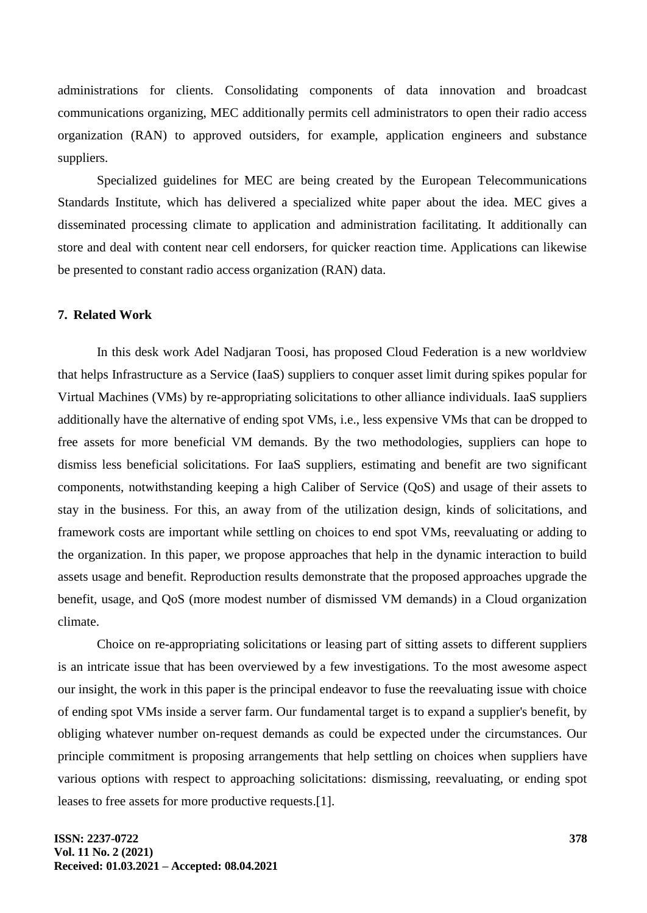administrations for clients. Consolidating components of data innovation and broadcast communications organizing, MEC additionally permits cell administrators to open their radio access organization (RAN) to approved outsiders, for example, application engineers and substance suppliers.

Specialized guidelines for MEC are being created by the European Telecommunications Standards Institute, which has delivered a specialized white paper about the idea. MEC gives a disseminated processing climate to application and administration facilitating. It additionally can store and deal with content near cell endorsers, for quicker reaction time. Applications can likewise be presented to constant radio access organization (RAN) data.

## 7. Related Work

In this desk work Adel Nadjaran Toosi, has proposed Cloud Federation is a new worldview that helps Infrastructure as a Service (IaaS) suppliers to conquer asset limit during spikes popular for Virtual Machines (VMs) by re-appropriating solicitations to other alliance individuals. IaaS suppliers additionally have the alternative of ending spot VMs, i.e., less expensive VMs that can be dropped to free assets for more beneficial VM demands. By the two methodologies, suppliers can hope to dismiss less beneficial solicitations. For IaaS suppliers, estimating and benefit are two significant components, notwithstanding keeping a high Caliber of Service (QoS) and usage of their assets to stay in the business. For this, an away from of the utilization design, kinds of solicitations, and framework costs are important while settling on choices to end spot VMs, reevaluating or adding to the organization. In this paper, we propose approaches that help in the dynamic interaction to build assets usage and benefit. Reproduction results demonstrate that the proposed approaches upgrade the benefit, usage, and QoS (more modest number of dismissed VM demands) in a Cloud organization climate.

Choice on re-appropriating solicitations or leasing part of sitting assets to different suppliers is an intricate issue that has been overviewed by a few investigations. To the most awesome aspect our insight, the work in this paper is the principal endeavor to fuse the reevaluating issue with choice of ending spot VMs inside a server farm. Our fundamental target is to expand a supplier's benefit, by obliging whatever number on-request demands as could be expected under the circumstances. Our principle commitment is proposing arrangements that help settling on choices when suppliers have various options with respect to approaching solicitations: dismissing, reevaluating, or ending spot leases to free assets for more productive requests.[1].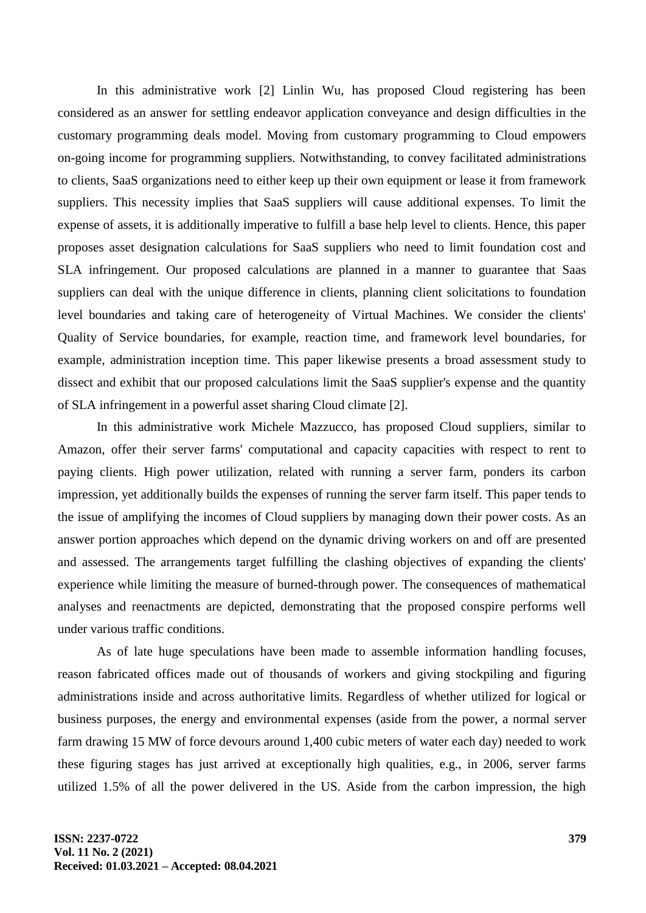In this administrative work [2] Linlin Wu, has proposed Cloud registering has been considered as an answer for settling endeavor application conveyance and design difficulties in the customary programming deals model. Moving from customary programming to Cloud empowers on-going income for programming suppliers. Notwithstanding, to convey facilitated administrations to clients, SaaS organizations need to either keep up their own equipment or lease it from framework suppliers. This necessity implies that SaaS suppliers will cause additional expenses. To limit the expense of assets, it is additionally imperative to fulfill a base help level to clients. Hence, this paper proposes asset designation calculations for SaaS suppliers who need to limit foundation cost and SLA infringement. Our proposed calculations are planned in a manner to guarantee that Saas suppliers can deal with the unique difference in clients, planning client solicitations to foundation level boundaries and taking care of heterogeneity of Virtual Machines. We consider the clients' Quality of Service boundaries, for example, reaction time, and framework level boundaries, for example, administration inception time. This paper likewise presents a broad assessment study to dissect and exhibit that our proposed calculations limit the SaaS supplier's expense and the quantity of SLA infringement in a powerful asset sharing Cloud climate [2].

In this administrative work Michele Mazzucco, has proposed Cloud suppliers, similar to Amazon, offer their server farms' computational and capacity capacities with respect to rent to paying clients. High power utilization, related with running a server farm, ponders its carbon impression, yet additionally builds the expenses of running the server farm itself. This paper tends to the issue of amplifying the incomes of Cloud suppliers by managing down their power costs. As an answer portion approaches which depend on the dynamic driving workers on and off are presented and assessed. The arrangements target fulfilling the clashing objectives of expanding the clients' experience while limiting the measure of burned-through power. The consequences of mathematical analyses and reenactments are depicted, demonstrating that the proposed conspire performs well under various traffic conditions.

As of late huge speculations have been made to assemble information handling focuses, reason fabricated offices made out of thousands of workers and giving stockpiling and figuring administrations inside and across authoritative limits. Regardless of whether utilized for logical or business purposes, the energy and environmental expenses (aside from the power, a normal server farm drawing 15 MW of force devours around 1,400 cubic meters of water each day) needed to work these figuring stages has just arrived at exceptionally high qualities, e.g., in 2006, server farms utilized 1.5% of all the power delivered in the US. Aside from the carbon impression, the high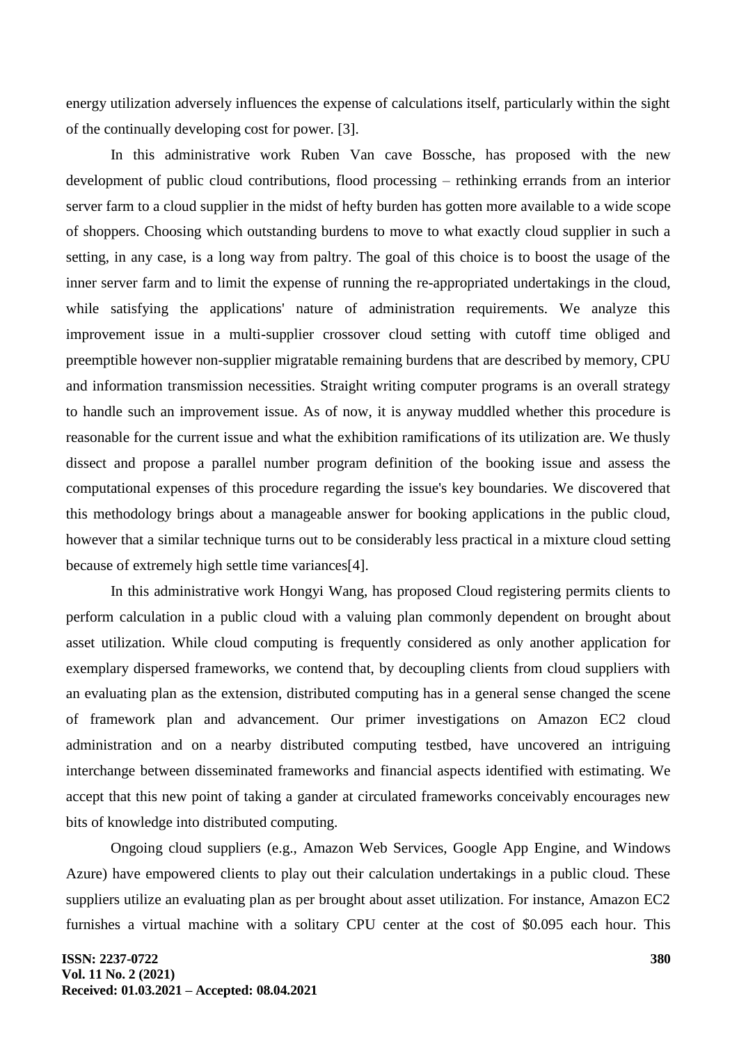energy utilization adversely influences the expense of calculations itself, particularly within the sight of the continually developing cost for power. [3].

In this administrative work Ruben Van cave Bossche, has proposed with the new development of public cloud contributions, flood processing – rethinking errands from an interior server farm to a cloud supplier in the midst of hefty burden has gotten more available to a wide scope of shoppers. Choosing which outstanding burdens to move to what exactly cloud supplier in such a setting, in any case, is a long way from paltry. The goal of this choice is to boost the usage of the inner server farm and to limit the expense of running the re-appropriated undertakings in the cloud, while satisfying the applications' nature of administration requirements. We analyze this improvement issue in a multi-supplier crossover cloud setting with cutoff time obliged and preemptible however non-supplier migratable remaining burdens that are described by memory, CPU and information transmission necessities. Straight writing computer programs is an overall strategy to handle such an improvement issue. As of now, it is anyway muddled whether this procedure is reasonable for the current issue and what the exhibition ramifications of its utilization are. We thusly dissect and propose a parallel number program definition of the booking issue and assess the computational expenses of this procedure regarding the issue's key boundaries. We discovered that this methodology brings about a manageable answer for booking applications in the public cloud, however that a similar technique turns out to be considerably less practical in a mixture cloud setting because of extremely high settle time variances[4].

In this administrative work Hongyi Wang, has proposed Cloud registering permits clients to perform calculation in a public cloud with a valuing plan commonly dependent on brought about asset utilization. While cloud computing is frequently considered as only another application for exemplary dispersed frameworks, we contend that, by decoupling clients from cloud suppliers with an evaluating plan as the extension, distributed computing has in a general sense changed the scene of framework plan and advancement. Our primer investigations on Amazon EC2 cloud administration and on a nearby distributed computing testbed, have uncovered an intriguing interchange between disseminated frameworks and financial aspects identified with estimating. We accept that this new point of taking a gander at circulated frameworks conceivably encourages new bits of knowledge into distributed computing.

Ongoing cloud suppliers (e.g., Amazon Web Services, Google App Engine, and Windows Azure) have empowered clients to play out their calculation undertakings in a public cloud. These suppliers utilize an evaluating plan as per brought about asset utilization. For instance, Amazon EC2 furnishes a virtual machine with a solitary CPU center at the cost of $0.095 each hour. This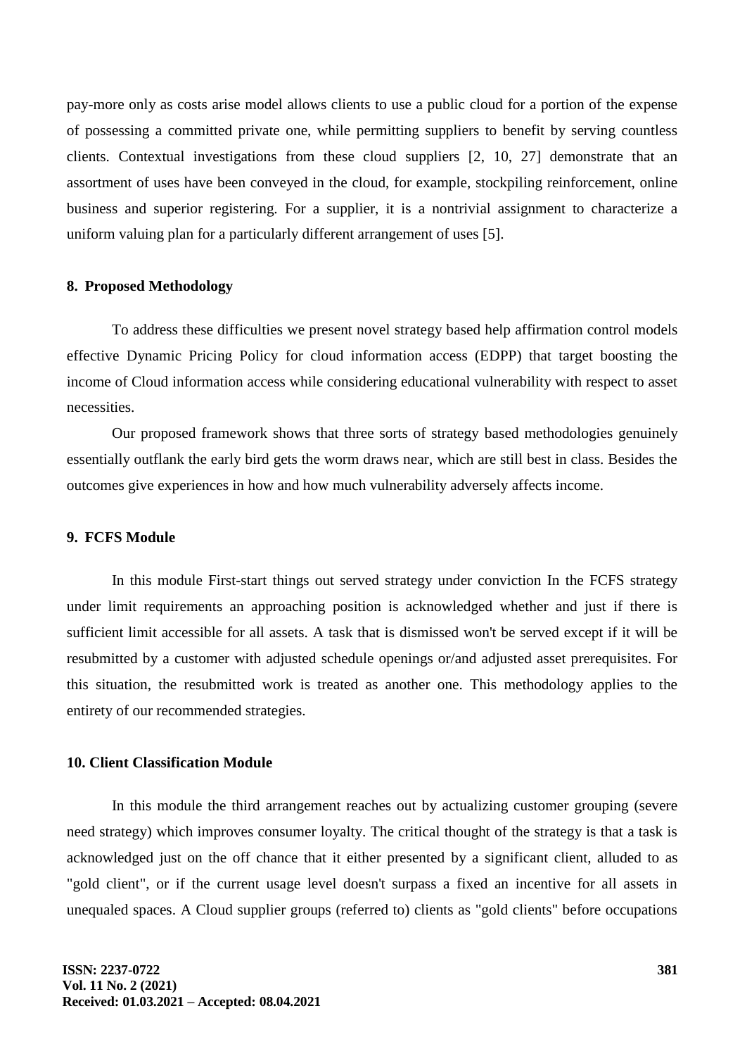pay-more only as costs arise model allows clients to use a public cloud for a portion of the expense of possessing a committed private one, while permitting suppliers to benefit by serving countless clients. Contextual investigations from these cloud suppliers [2, 10, 27] demonstrate that an assortment of uses have been conveyed in the cloud, for example, stockpiling reinforcement, online business and superior registering. For a supplier, it is a nontrivial assignment to characterize a uniform valuing plan for a particularly different arrangement of uses [5].

## 8. Proposed Methodology

To address these difficulties we present novel strategy based help affirmation control models effective Dynamic Pricing Policy for cloud information access (EDPP) that target boosting the income of Cloud information access while considering educational vulnerability with respect to asset necessities.

Our proposed framework shows that three sorts of strategy based methodologies genuinely essentially outflank the early bird gets the worm draws near, which are still best in class. Besides the outcomes give experiences in how and how much vulnerability adversely affects income.

## 9. FCFS Module

In this module First-start things out served strategy under conviction In the FCFS strategy under limit requirements an approaching position is acknowledged whether and just if there is sufficient limit accessible for all assets. A task that is dismissed won't be served except if it will be resubmitted by a customer with adjusted schedule openings or/and adjusted asset prerequisites. For this situation, the resubmitted work is treated as another one. This methodology applies to the entirety of our recommended strategies.

## 10. Client Classification Module

In this module the third arrangement reaches out by actualizing customer grouping (severe need strategy) which improves consumer loyalty. The critical thought of the strategy is that a task is acknowledged just on the off chance that it either presented by a significant client, alluded to as "gold client", or if the current usage level doesn't surpass a fixed an incentive for all assets in unequaled spaces. A Cloud supplier groups (referred to) clients as "gold clients" before occupations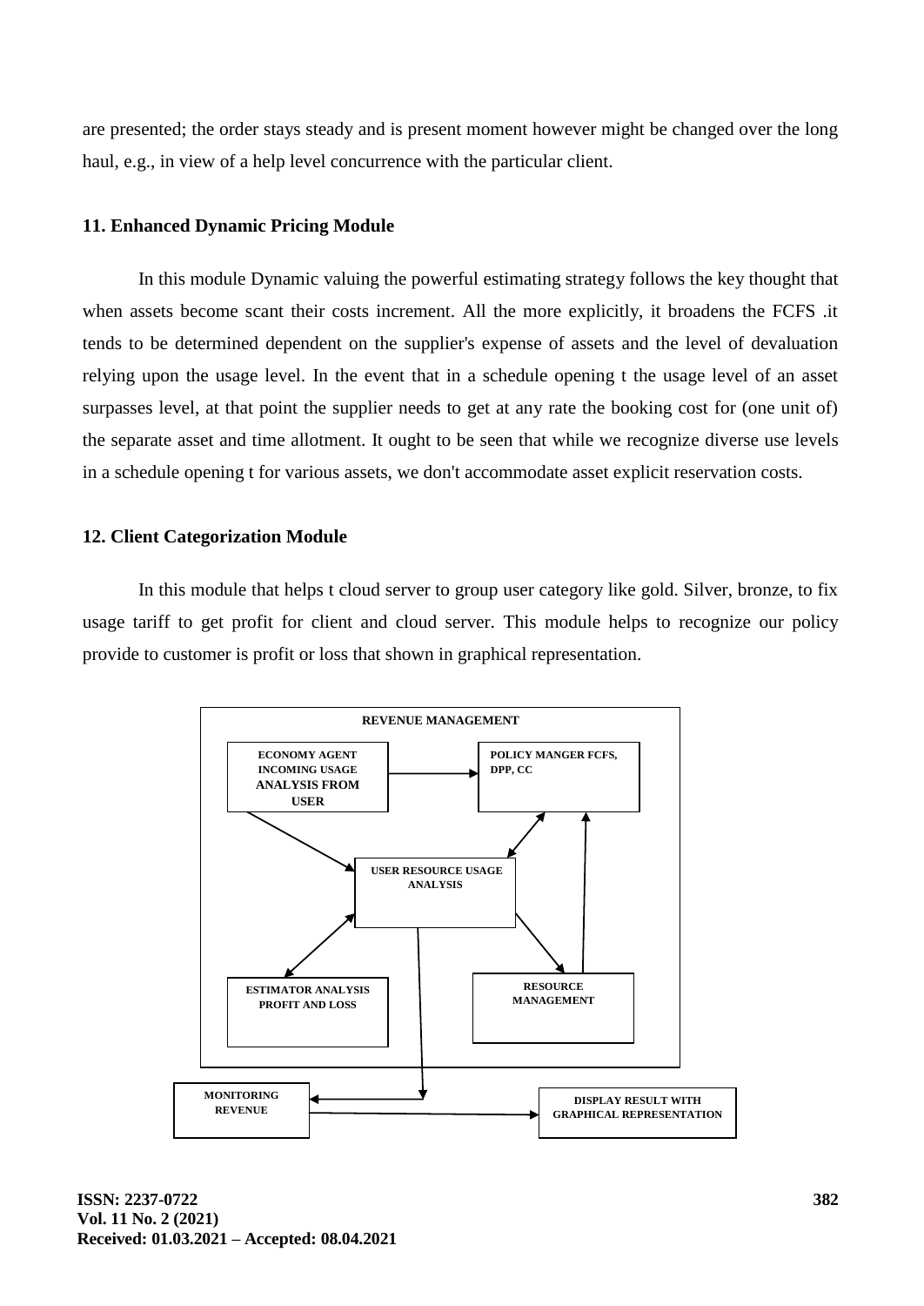are presented; the order stays steady and is present moment however might be changed over the long haul, e.g., in view of a help level concurrence with the particular client.

### 11. Enhanced Dynamic Pricing Module

In this module Dynamic valuing the powerful estimating strategy follows the key thought that when assets become scant their costs increment. All the more explicitly, it broadens the FCFS .it tends to be determined dependent on the supplier's expense of assets and the level of devaluation relying upon the usage level. In the event that in a schedule opening t the usage level of an asset surpasses level, at that point the supplier needs to get at any rate the booking cost for (one unit of) the separate asset and time allotment. It ought to be seen that while we recognize diverse use levels in a schedule opening t for various assets, we don't accommodate asset explicit reservation costs.

### 12. Client Categorization Module

In this module that helps t cloud server to group user category like gold. Silver, bronze, to fix usage tariff to get profit for client and cloud server. This module helps to recognize our policy provide to customer is profit or loss that shown in graphical representation.

REVENUE MANAGEMENT

ECONOMY AGENT INCOMING USAGE ANALYSIS FROM USER

POLICY MANGER FCFS, DPP, CC

USER RESOURCE USAGE ANALYSIS

ESTIMATOR ANALYSIS PROFIT AND LOSS

RESOURCE MANAGEMENT

MONITORING REVENUE

DISPLAY RESULT WITH GRAPHICAL REPRESENTATION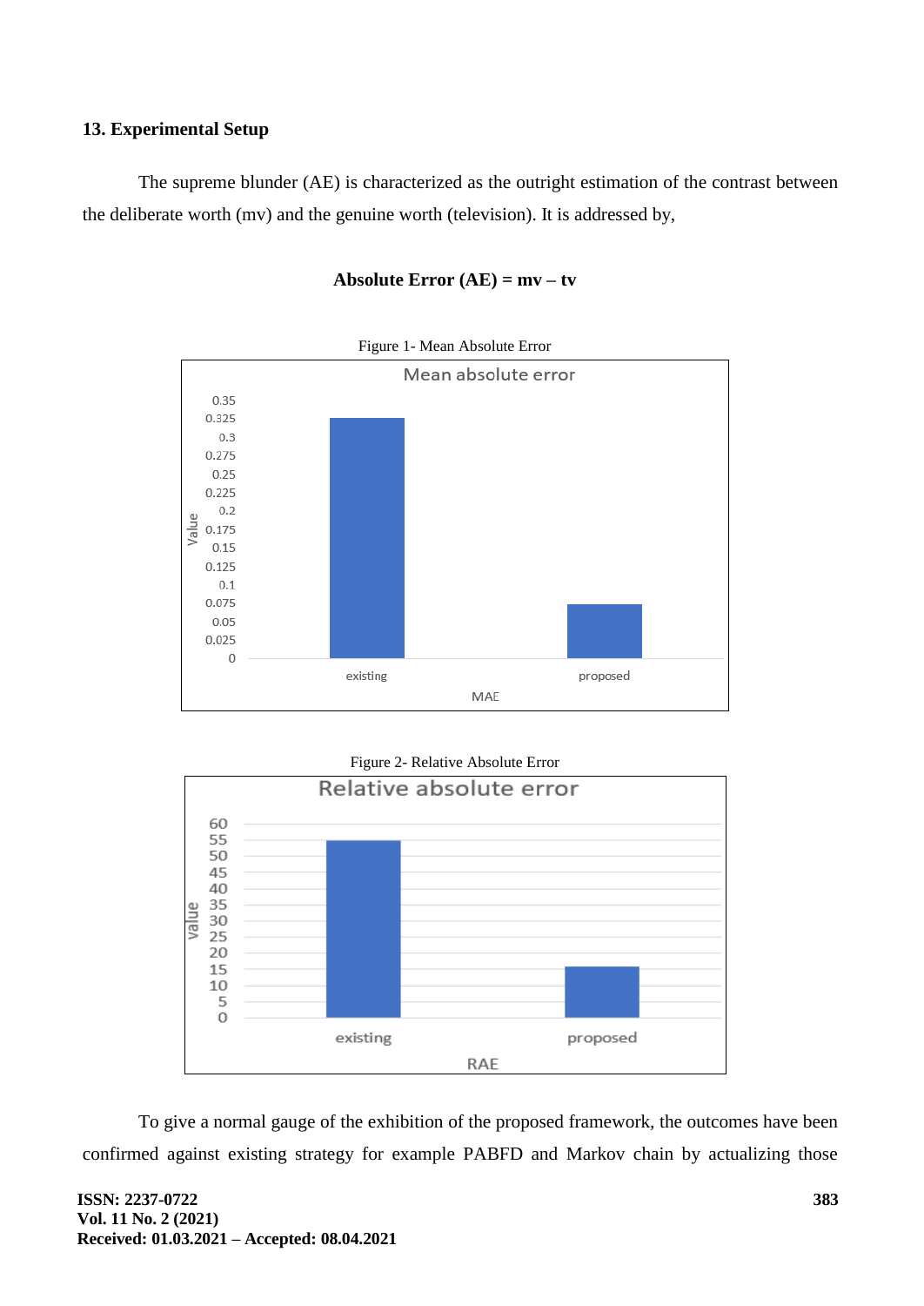## 13. Experimental Setup

The supreme blunder (AE) is characterized as the outright estimation of the contrast between the deliberate worth (mv) and the genuine worth (television). It is addressed by,

**Absolute Error (AE) = mv – tv**

Figure 1- Mean Absolute Error

Figure 2- Relative Absolute Error

To give a normal gauge of the exhibition of the proposed framework, the outcomes have been confirmed against existing strategy for example PABFD and Markov chain by actualizing those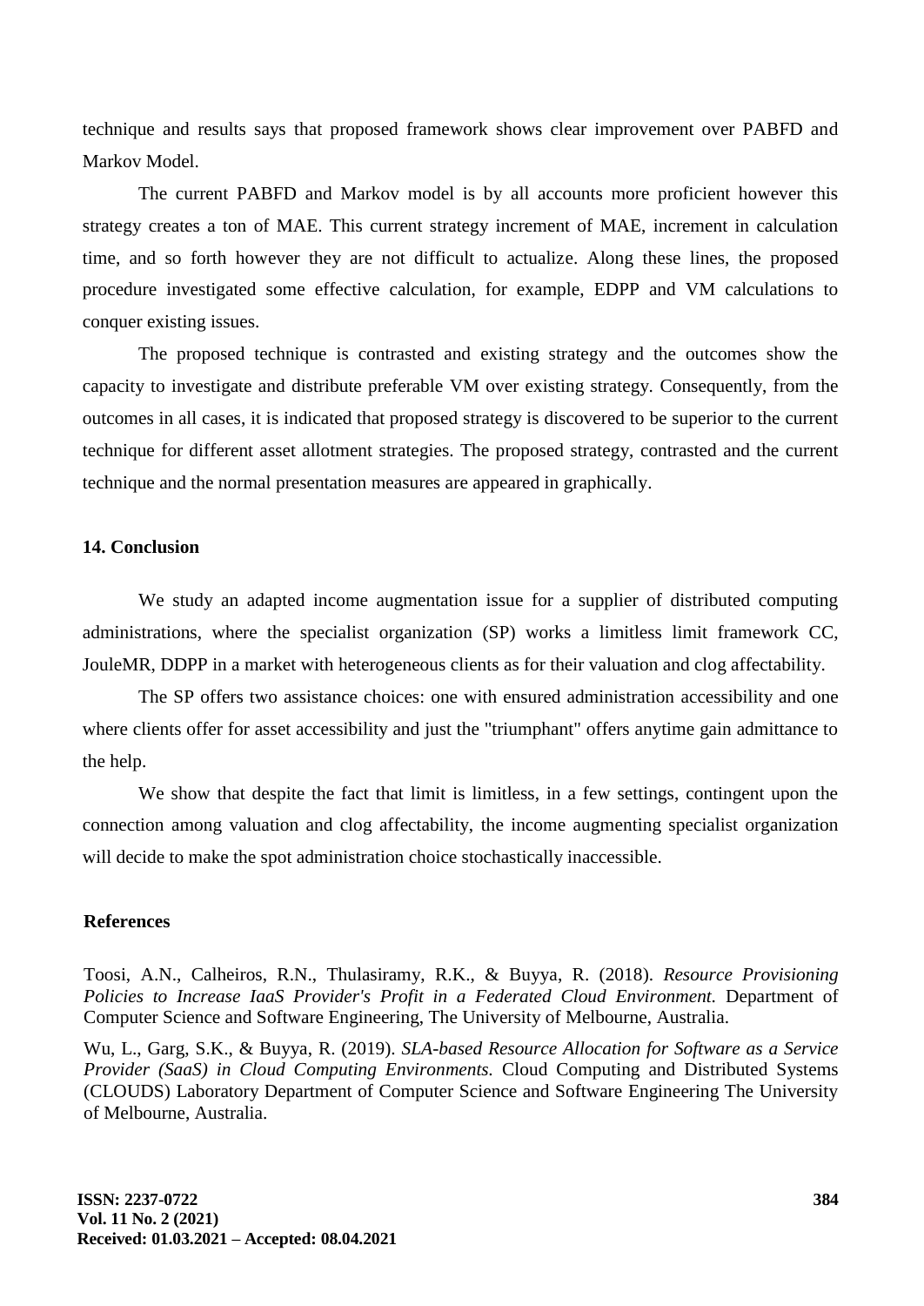technique and results says that proposed framework shows clear improvement over PABFD and Markov Model.

The current PABFD and Markov model is by all accounts more proficient however this strategy creates a ton of MAE. This current strategy increment of MAE, increment in calculation time, and so forth however they are not difficult to actualize. Along these lines, the proposed procedure investigated some effective calculation, for example, EDPP and VM calculations to conquer existing issues.

The proposed technique is contrasted and existing strategy and the outcomes show the capacity to investigate and distribute preferable VM over existing strategy. Consequently, from the outcomes in all cases, it is indicated that proposed strategy is discovered to be superior to the current technique for different asset allotment strategies. The proposed strategy, contrasted and the current technique and the normal presentation measures are appeared in graphically.

## 14. Conclusion

We study an adapted income augmentation issue for a supplier of distributed computing administrations, where the specialist organization (SP) works a limitless limit framework CC, JouleMR, DDPP in a market with heterogeneous clients as for their valuation and clog affectability.

The SP offers two assistance choices: one with ensured administration accessibility and one where clients offer for asset accessibility and just the "triumphant" offers anytime gain admittance to the help.

We show that despite the fact that limit is limitless, in a few settings, contingent upon the connection among valuation and clog affectability, the income augmenting specialist organization will decide to make the spot administration choice stochastically inaccessible.

## References

Toosi, A.N., Calheiros, R.N., Thulasiramy, R.K., & Buyya, R. (2018). *Resource Provisioning Policies to Increase IaaS Provider's Profit in a Federated Cloud Environment*. Department of Computer Science and Software Engineering, The University of Melbourne, Australia.

Wu, L., Garg, S.K., & Buyya, R. (2019). *SLA-based Resource Allocation for Software as a Service Provider (SaaS) in Cloud Computing Environments*. Cloud Computing and Distributed Systems (CLOUDS) Laboratory Department of Computer Science and Software Engineering The University of Melbourne, Australia.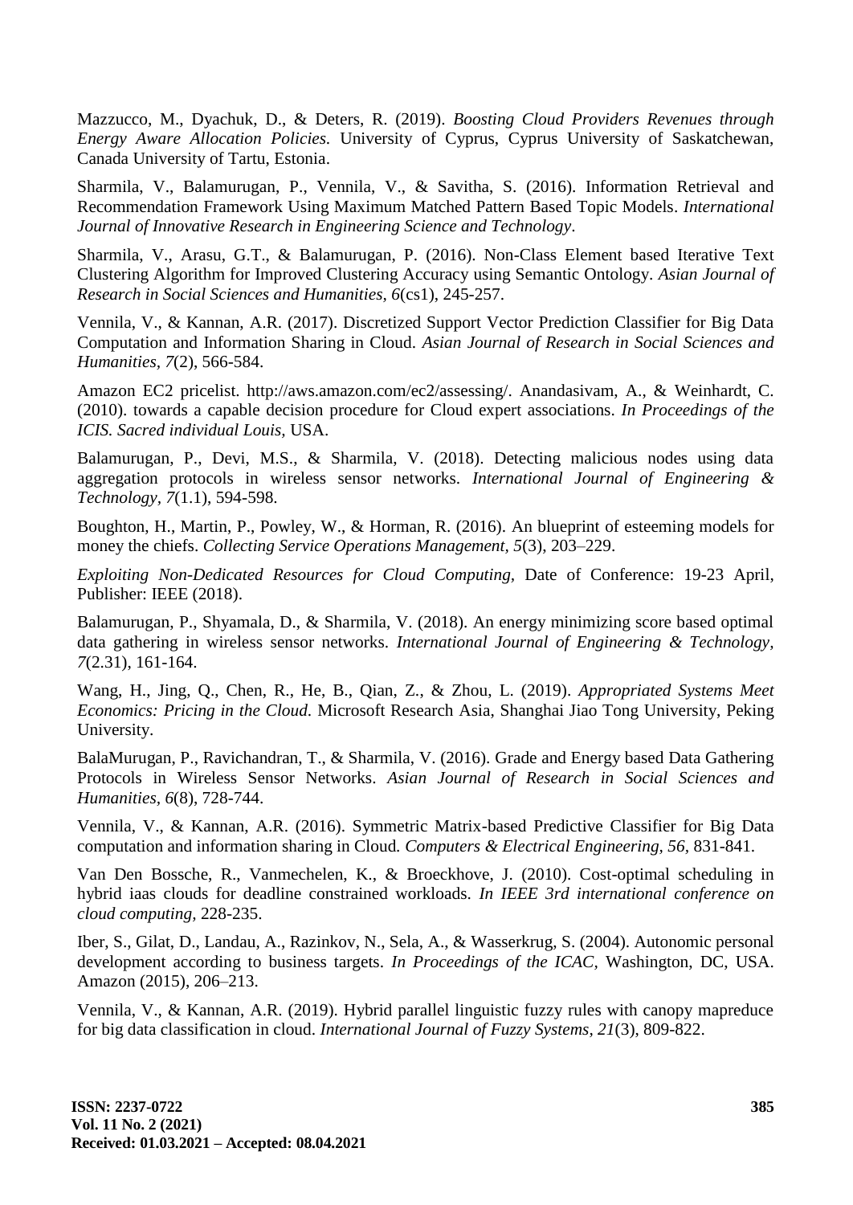Mazzucco, M., Dyachuk, D., & Deters, R. (2019). *Boosting Cloud Providers Revenues through Energy Aware Allocation Policies.* University of Cyprus, Cyprus University of Saskatchewan, Canada University of Tartu, Estonia.

Sharmila, V., Balamurugan, P., Vennila, V., & Savitha, S. (2016). Information Retrieval and Recommendation Framework Using Maximum Matched Pattern Based Topic Models. *International Journal of Innovative Research in Engineering Science and Technology*.

Sharmila, V., Arasu, G.T., & Balamurugan, P. (2016). Non-Class Element based Iterative Text Clustering Algorithm for Improved Clustering Accuracy using Semantic Ontology. *Asian Journal of Research in Social Sciences and Humanities, 6*(cs1), 245-257.

Vennila, V., & Kannan, A.R. (2017). Discretized Support Vector Prediction Classifier for Big Data Computation and Information Sharing in Cloud. *Asian Journal of Research in Social Sciences and Humanities, 7*(2), 566-584.

Amazon EC2 pricelist. http://aws.amazon.com/ec2/assessing/. Anandasivam, A., & Weinhardt, C. (2010). towards a capable decision procedure for Cloud expert associations. *In Proceedings of the ICIS. Sacred individual Louis,* USA.

Balamurugan, P., Devi, M.S., & Sharmila, V. (2018). Detecting malicious nodes using data aggregation protocols in wireless sensor networks. *International Journal of Engineering & Technology, 7*(1.1), 594-598.

Boughton, H., Martin, P., Powley, W., & Horman, R. (2016). An blueprint of esteeming models for money the chiefs. *Collecting Service Operations Management, 5*(3), 203–229.

*Exploiting Non-Dedicated Resources for Cloud Computing,* Date of Conference: 19-23 April, Publisher: IEEE (2018).

Balamurugan, P., Shyamala, D., & Sharmila, V. (2018). An energy minimizing score based optimal data gathering in wireless sensor networks. *International Journal of Engineering & Technology, 7*(2.31), 161-164.

Wang, H., Jing, Q., Chen, R., He, B., Qian, Z., & Zhou, L. (2019). *Appropriated Systems Meet Economics: Pricing in the Cloud.* Microsoft Research Asia, Shanghai Jiao Tong University, Peking University.

BalaMurugan, P., Ravichandran, T., & Sharmila, V. (2016). Grade and Energy based Data Gathering Protocols in Wireless Sensor Networks. *Asian Journal of Research in Social Sciences and Humanities, 6*(8), 728-744.

Vennila, V., & Kannan, A.R. (2016). Symmetric Matrix-based Predictive Classifier for Big Data computation and information sharing in Cloud. *Computers & Electrical Engineering, 56,* 831-841.

Van Den Bossche, R., Vanmechelen, K., & Broeckhove, J. (2010). Cost-optimal scheduling in hybrid iaas clouds for deadline constrained workloads. *In IEEE 3rd international conference on cloud computing,* 228-235.

Iber, S., Gilat, D., Landau, A., Razinkov, N., Sela, A., & Wasserkrug, S. (2004). Autonomic personal development according to business targets. *In Proceedings of the ICAC,* Washington, DC, USA. Amazon (2015), 206–213.

Vennila, V., & Kannan, A.R. (2019). Hybrid parallel linguistic fuzzy rules with canopy mapreduce for big data classification in cloud. *International Journal of Fuzzy Systems, 21*(3), 809-822.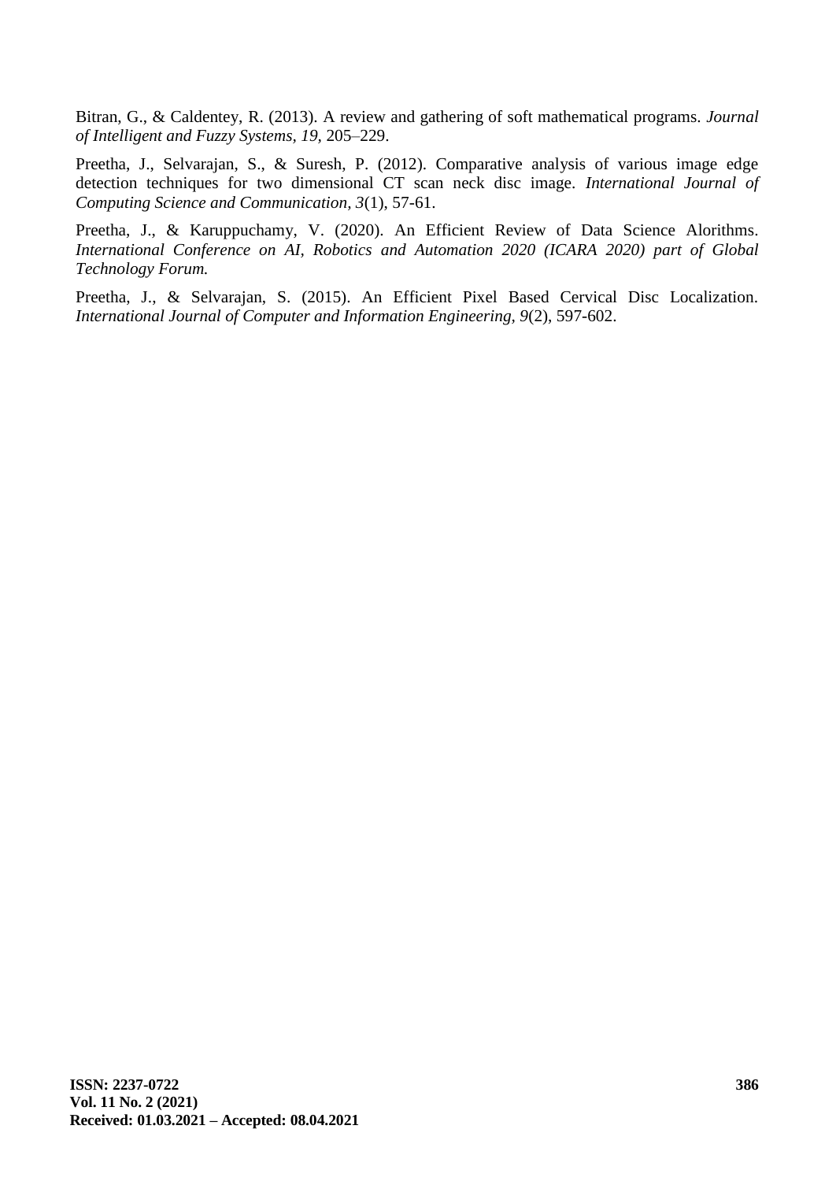Bitran, G., & Caldentey, R. (2013). A review and gathering of soft mathematical programs. *Journal of Intelligent and Fuzzy Systems, 19*, 205–229.

Preetha, J., Selvarajan, S., & Suresh, P. (2012). Comparative analysis of various image edge detection techniques for two dimensional CT scan neck disc image. *International Journal of Computing Science and Communication, 3*(1), 57-61.

Preetha, J., & Karuppuchamy, V. (2020). An Efficient Review of Data Science Alorithms. *International Conference on AI, Robotics and Automation 2020 (ICARA 2020) part of Global Technology Forum.*

Preetha, J., & Selvarajan, S. (2015). An Efficient Pixel Based Cervical Disc Localization. *International Journal of Computer and Information Engineering, 9*(2), 597-602.